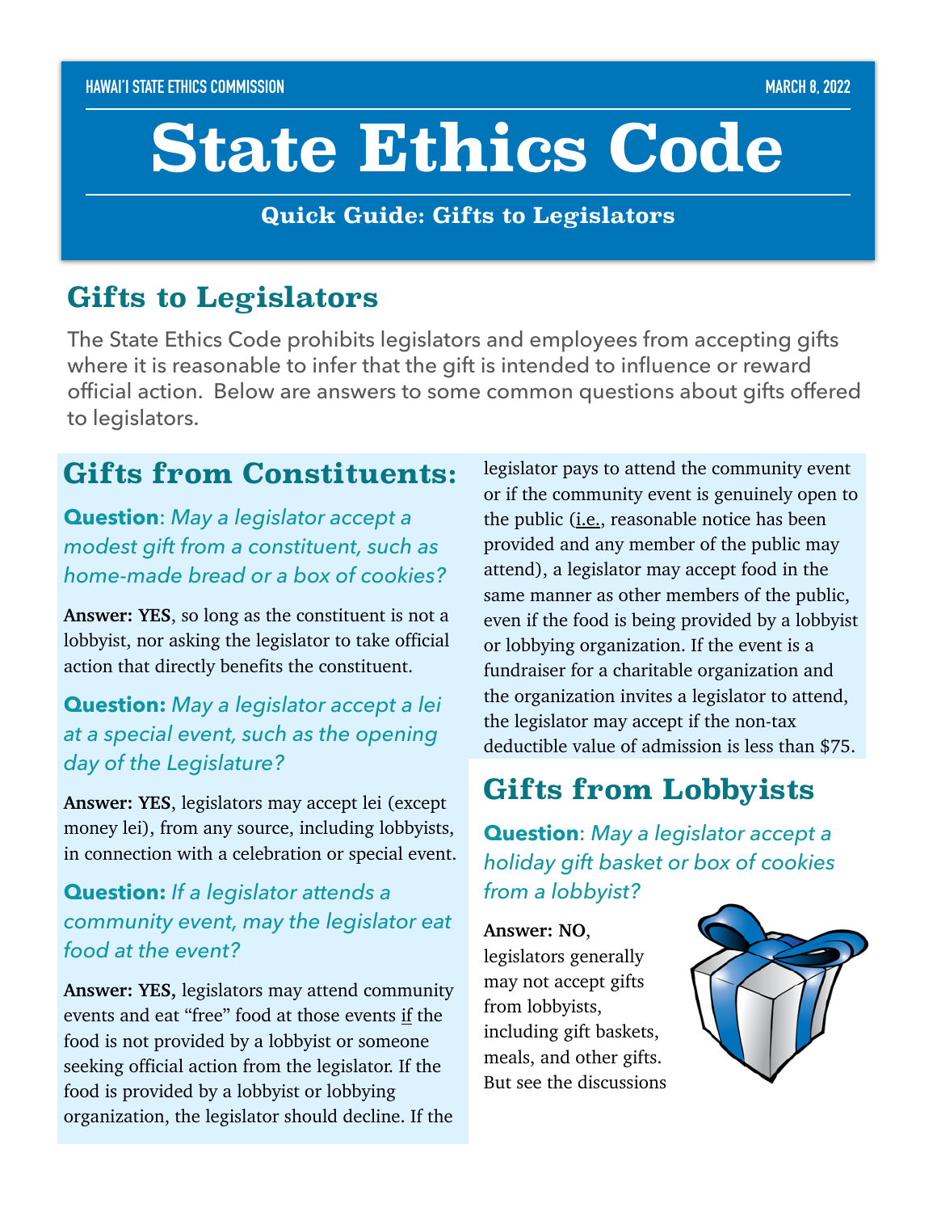HAWAI'I STATE ETHICS COMMISSION MARCH 8, 2022

# State Ethics Code

**Quick Guide: Gifts to Legislators**

## Gifts to Legislators

The State Ethics Code prohibits legislators and employees from accepting gifts where it is reasonable to infer that the gift is intended to influence or reward official action. Below are answers to some common questions about gifts offered to legislators.

## Gifts from Constituents:

**Question**: *May a legislator accept a modest gift from a constituent, such as home-made bread or a box of cookies?*

**Answer: YES**, so long as the constituent is not a lobbyist, nor asking the legislator to take official action that directly benefits the constituent.

**Question:** *May a legislator accept a lei at a special event, such as the opening day of the Legislature?*

**Answer: YES**, legislators may accept lei (except money lei), from any source, including lobbyists, in connection with a celebration or special event.

**Question:** *If a legislator attends a community event, may the legislator eat food at the event?*

**Answer: YES,** legislators may attend community events and eat "free" food at those events if the food is not provided by a lobbyist or someone seeking official action from the legislator. If the food is provided by a lobbyist or lobbying organization, the legislator should decline. If the legislator pays to attend the community event or if the community event is genuinely open to the public (i.e., reasonable notice has been provided and any member of the public may attend), a legislator may accept food in the same manner as other members of the public, even if the food is being provided by a lobbyist or lobbying organization. If the event is a fundraiser for a charitable organization and the organization invites a legislator to attend, the legislator may accept if the non-tax deductible value of admission is less than $75.

## Gifts from Lobbyists

**Question**: *May a legislator accept a holiday gift basket or box of cookies from a lobbyist?*

**Answer: NO**, legislators generally may not accept gifts from lobbyists, including gift baskets, meals, and other gifts. But see the discussions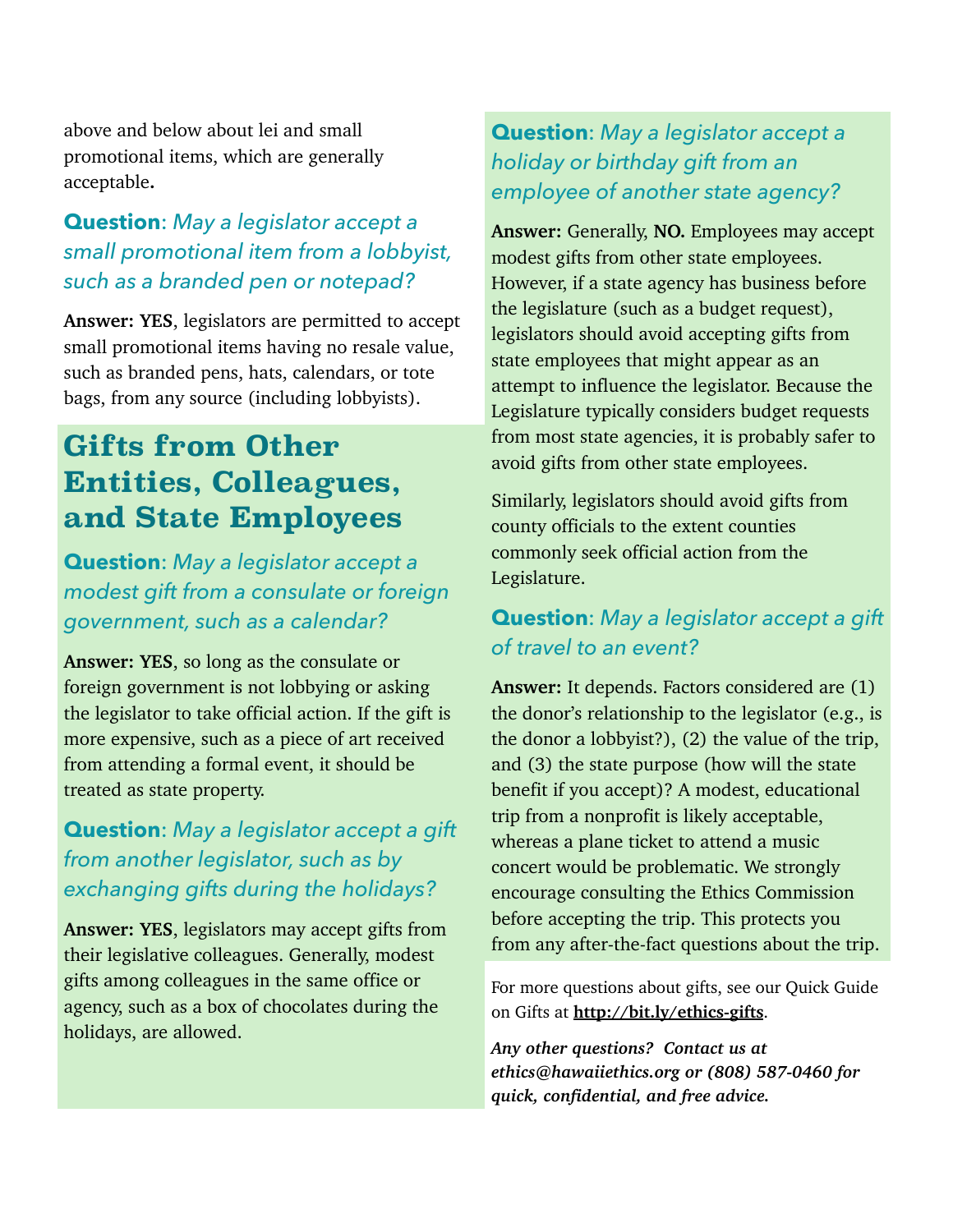above and below about lei and small promotional items, which are generally acceptable**.**

**Question**: *May a legislator accept a small promotional item from a lobbyist, such as a branded pen or notepad?*

**Answer: YES**, legislators are permitted to accept small promotional items having no resale value, such as branded pens, hats, calendars, or tote bags, from any source (including lobbyists).

## Gifts from Other Entities, Colleagues, and State Employees

**Question**: *May a legislator accept a modest gift from a consulate or foreign government, such as a calendar?*

**Answer: YES**, so long as the consulate or foreign government is not lobbying or asking the legislator to take official action. If the gift is more expensive, such as a piece of art received from attending a formal event, it should be treated as state property.

**Question**: *May a legislator accept a gift from another legislator, such as by exchanging gifts during the holidays?*

**Answer: YES**, legislators may accept gifts from their legislative colleagues. Generally, modest gifts among colleagues in the same office or agency, such as a box of chocolates during the holidays, are allowed.

**Question**: *May a legislator accept a holiday or birthday gift from an employee of another state agency?*

**Answer:** Generally, **NO.** Employees may accept modest gifts from other state employees. However, if a state agency has business before the legislature (such as a budget request), legislators should avoid accepting gifts from state employees that might appear as an attempt to influence the legislator. Because the Legislature typically considers budget requests from most state agencies, it is probably safer to avoid gifts from other state employees.

Similarly, legislators should avoid gifts from county officials to the extent counties commonly seek official action from the Legislature.

**Question**: *May a legislator accept a gift of travel to an event?*

**Answer:** It depends. Factors considered are (1) the donor's relationship to the legislator (e.g., is the donor a lobbyist?), (2) the value of the trip, and (3) the state purpose (how will the state benefit if you accept)? A modest, educational trip from a nonprofit is likely acceptable, whereas a plane ticket to attend a music concert would be problematic. We strongly encourage consulting the Ethics Commission before accepting the trip. This protects you from any after-the-fact questions about the trip.

For more questions about gifts, see our Quick Guide on Gifts at **http://bit.ly/ethics-gifts**.

***Any other questions? Contact us at ethics@hawaiiethics.org or (808) 587-0460 for quick, confidential, and free advice.***